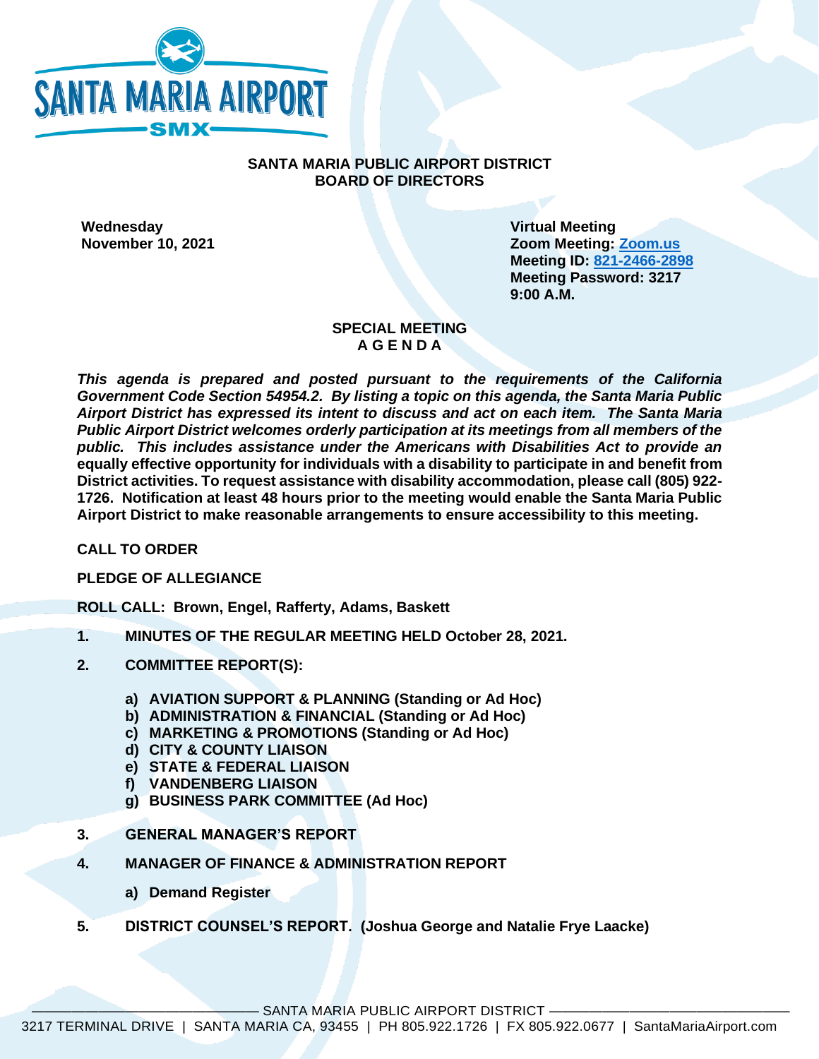SANTA MARIA AIRPORT

SMX

# SANTA MARIA PUBLIC AIRPORT DISTRICT
# BOARD OF DIRECTORS

**Wednesday**
**November 10, 2021**

**Virtual Meeting**
**Zoom Meeting: Zoom.us**
**Meeting ID: 821-2466-2898**
**Meeting Password: 3217**
**9:00 A.M.**

## SPECIAL MEETING
## A G E N D A

***This agenda is prepared and posted pursuant to the requirements of the California Government Code Section 54954.2. By listing a topic on this agenda, the Santa Maria Public Airport District has expressed its intent to discuss and act on each item. The Santa Maria Public Airport District welcomes orderly participation at its meetings from all members of the public. This includes assistance under the Americans with Disabilities Act to provide an*** **equally effective opportunity for individuals with a disability to participate in and benefit from District activities. To request assistance with disability accommodation, please call (805) 922-1726. Notification at least 48 hours prior to the meeting would enable the Santa Maria Public Airport District to make reasonable arrangements to ensure accessibility to this meeting.**

**CALL TO ORDER**

**PLEDGE OF ALLEGIANCE**

**ROLL CALL: Brown, Engel, Rafferty, Adams, Baskett**

1. **MINUTES OF THE REGULAR MEETING HELD October 28, 2021.**

2. **COMMITTEE REPORT(S):**

   a) **AVIATION SUPPORT & PLANNING (Standing or Ad Hoc)**
   b) **ADMINISTRATION & FINANCIAL (Standing or Ad Hoc)**
   c) **MARKETING & PROMOTIONS (Standing or Ad Hoc)**
   d) **CITY & COUNTY LIAISON**
   e) **STATE & FEDERAL LIAISON**
   f) **VANDENBERG LIAISON**
   g) **BUSINESS PARK COMMITTEE (Ad Hoc)**

3. **GENERAL MANAGER'S REPORT**

4. **MANAGER OF FINANCE & ADMINISTRATION REPORT**

   a) **Demand Register**

5. **DISTRICT COUNSEL'S REPORT. (Joshua George and Natalie Frye Laacke)**

SANTA MARIA PUBLIC AIRPORT DISTRICT
3217 TERMINAL DRIVE | SANTA MARIA CA, 93455 | PH 805.922.1726 | FX 805.922.0677 | SantaMariaAirport.com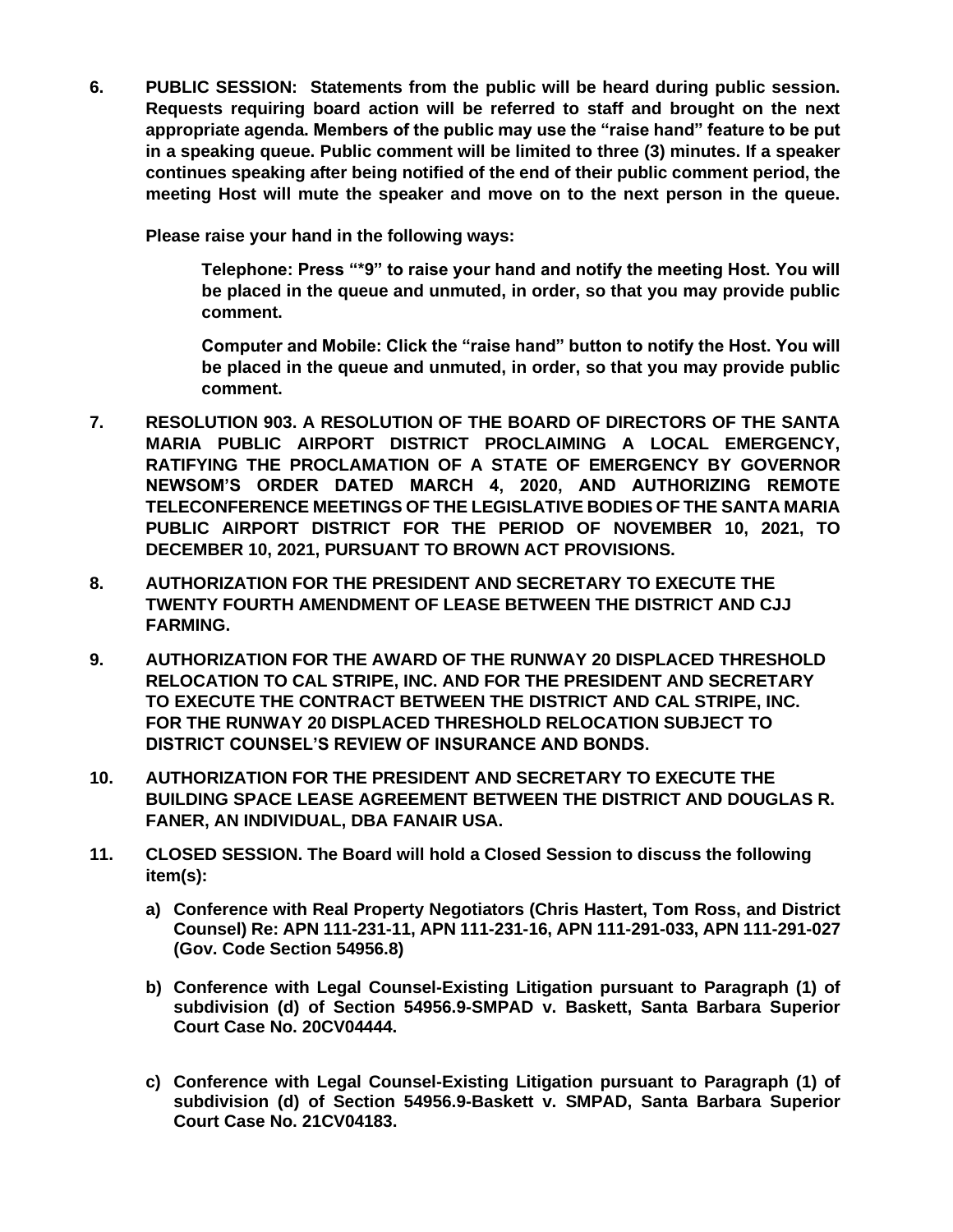**6. PUBLIC SESSION: Statements from the public will be heard during public session. Requests requiring board action will be referred to staff and brought on the next appropriate agenda. Members of the public may use the "raise hand" feature to be put in a speaking queue. Public comment will be limited to three (3) minutes. If a speaker continues speaking after being notified of the end of their public comment period, the meeting Host will mute the speaker and move on to the next person in the queue.**

**Please raise your hand in the following ways:**

> **Telephone: Press "*9" to raise your hand and notify the meeting Host. You will be placed in the queue and unmuted, in order, so that you may provide public comment.**
>
> **Computer and Mobile: Click the "raise hand" button to notify the Host. You will be placed in the queue and unmuted, in order, so that you may provide public comment.**

**7. RESOLUTION 903. A RESOLUTION OF THE BOARD OF DIRECTORS OF THE SANTA MARIA PUBLIC AIRPORT DISTRICT PROCLAIMING A LOCAL EMERGENCY, RATIFYING THE PROCLAMATION OF A STATE OF EMERGENCY BY GOVERNOR NEWSOM'S ORDER DATED MARCH 4, 2020, AND AUTHORIZING REMOTE TELECONFERENCE MEETINGS OF THE LEGISLATIVE BODIES OF THE SANTA MARIA PUBLIC AIRPORT DISTRICT FOR THE PERIOD OF NOVEMBER 10, 2021, TO DECEMBER 10, 2021, PURSUANT TO BROWN ACT PROVISIONS.**

**8. AUTHORIZATION FOR THE PRESIDENT AND SECRETARY TO EXECUTE THE TWENTY FOURTH AMENDMENT OF LEASE BETWEEN THE DISTRICT AND CJJ FARMING.**

**9. AUTHORIZATION FOR THE AWARD OF THE RUNWAY 20 DISPLACED THRESHOLD RELOCATION TO CAL STRIPE, INC. AND FOR THE PRESIDENT AND SECRETARY TO EXECUTE THE CONTRACT BETWEEN THE DISTRICT AND CAL STRIPE, INC. FOR THE RUNWAY 20 DISPLACED THRESHOLD RELOCATION SUBJECT TO DISTRICT COUNSEL'S REVIEW OF INSURANCE AND BONDS.**

**10. AUTHORIZATION FOR THE PRESIDENT AND SECRETARY TO EXECUTE THE BUILDING SPACE LEASE AGREEMENT BETWEEN THE DISTRICT AND DOUGLAS R. FANER, AN INDIVIDUAL, DBA FANAIR USA.**

**11. CLOSED SESSION. The Board will hold a Closed Session to discuss the following item(s):**

- **a) Conference with Real Property Negotiators (Chris Hastert, Tom Ross, and District Counsel) Re: APN 111-231-11, APN 111-231-16, APN 111-291-033, APN 111-291-027 (Gov. Code Section 54956.8)**

- **b) Conference with Legal Counsel-Existing Litigation pursuant to Paragraph (1) of subdivision (d) of Section 54956.9-SMPAD v. Baskett, Santa Barbara Superior Court Case No. 20CV04444.**

- **c) Conference with Legal Counsel-Existing Litigation pursuant to Paragraph (1) of subdivision (d) of Section 54956.9-Baskett v. SMPAD, Santa Barbara Superior Court Case No. 21CV04183.**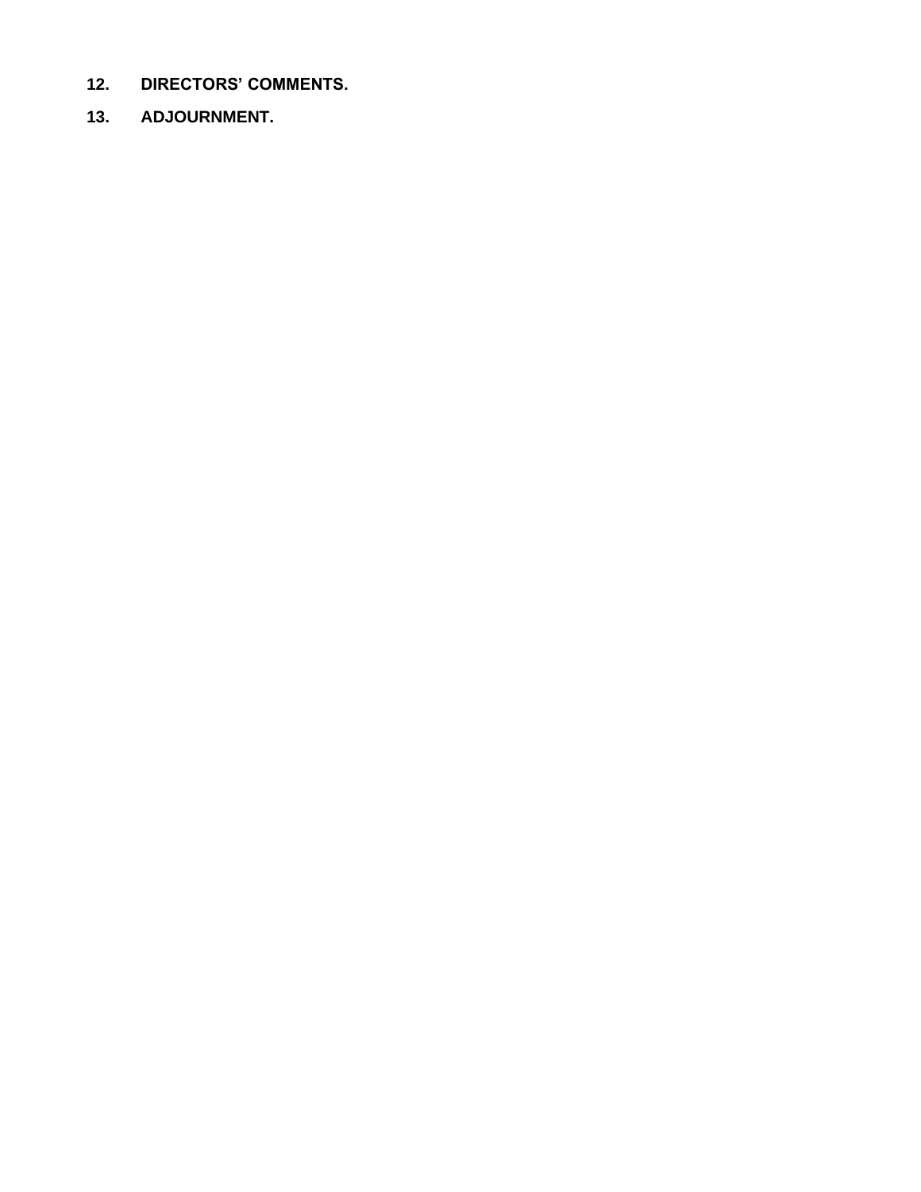**12. DIRECTORS' COMMENTS.**

**13. ADJOURNMENT.**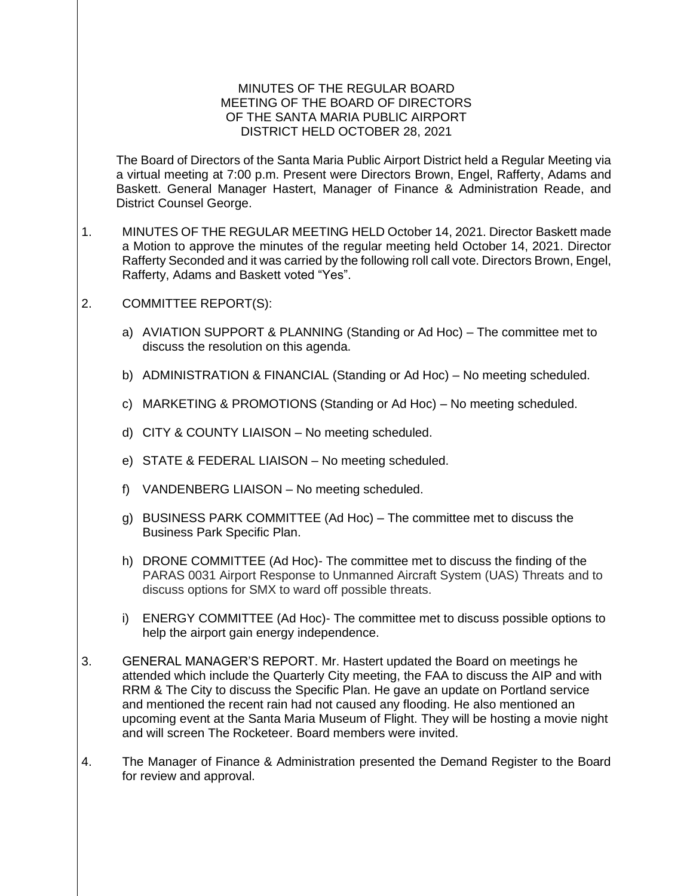MINUTES OF THE REGULAR BOARD MEETING OF THE BOARD OF DIRECTORS OF THE SANTA MARIA PUBLIC AIRPORT DISTRICT HELD OCTOBER 28, 2021

The Board of Directors of the Santa Maria Public Airport District held a Regular Meeting via a virtual meeting at 7:00 p.m. Present were Directors Brown, Engel, Rafferty, Adams and Baskett. General Manager Hastert, Manager of Finance & Administration Reade, and District Counsel George.

1. MINUTES OF THE REGULAR MEETING HELD October 14, 2021. Director Baskett made a Motion to approve the minutes of the regular meeting held October 14, 2021. Director Rafferty Seconded and it was carried by the following roll call vote. Directors Brown, Engel, Rafferty, Adams and Baskett voted "Yes".

2. COMMITTEE REPORT(S):

   a) AVIATION SUPPORT & PLANNING (Standing or Ad Hoc) – The committee met to discuss the resolution on this agenda.

   b) ADMINISTRATION & FINANCIAL (Standing or Ad Hoc) – No meeting scheduled.

   c) MARKETING & PROMOTIONS (Standing or Ad Hoc) – No meeting scheduled.

   d) CITY & COUNTY LIAISON – No meeting scheduled.

   e) STATE & FEDERAL LIAISON – No meeting scheduled.

   f) VANDENBERG LIAISON – No meeting scheduled.

   g) BUSINESS PARK COMMITTEE (Ad Hoc) – The committee met to discuss the Business Park Specific Plan.

   h) DRONE COMMITTEE (Ad Hoc)- The committee met to discuss the finding of the PARAS 0031 Airport Response to Unmanned Aircraft System (UAS) Threats and to discuss options for SMX to ward off possible threats.

   i) ENERGY COMMITTEE (Ad Hoc)- The committee met to discuss possible options to help the airport gain energy independence.

3. GENERAL MANAGER'S REPORT. Mr. Hastert updated the Board on meetings he attended which include the Quarterly City meeting, the FAA to discuss the AIP and with RRM & The City to discuss the Specific Plan. He gave an update on Portland service and mentioned the recent rain had not caused any flooding. He also mentioned an upcoming event at the Santa Maria Museum of Flight. They will be hosting a movie night and will screen The Rocketeer. Board members were invited.

4. The Manager of Finance & Administration presented the Demand Register to the Board for review and approval.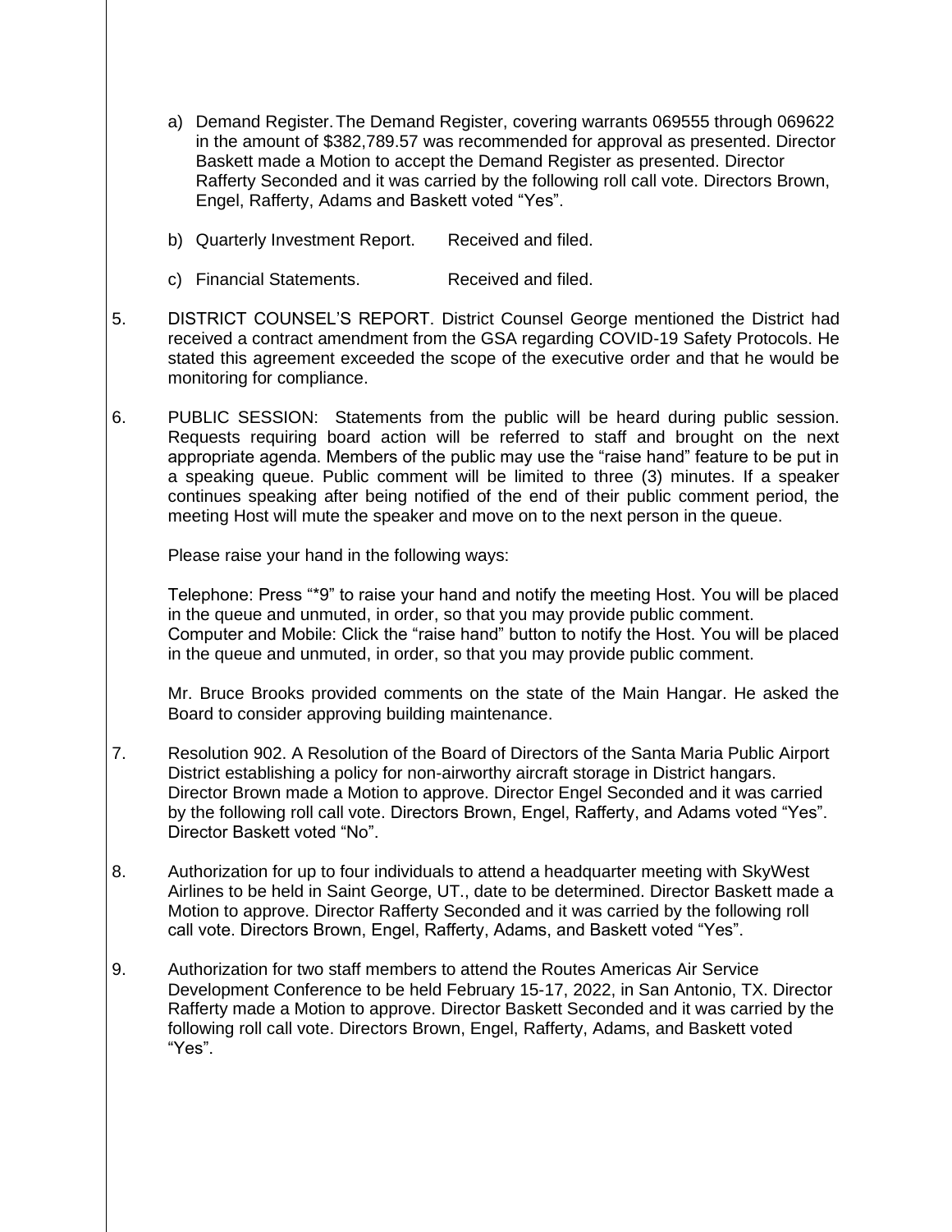a) Demand Register. The Demand Register, covering warrants 069555 through 069622 in the amount of $382,789.57 was recommended for approval as presented. Director Baskett made a Motion to accept the Demand Register as presented. Director Rafferty Seconded and it was carried by the following roll call vote. Directors Brown, Engel, Rafferty, Adams and Baskett voted "Yes".

b) Quarterly Investment Report. Received and filed.

c) Financial Statements. Received and filed.

5. DISTRICT COUNSEL'S REPORT. District Counsel George mentioned the District had received a contract amendment from the GSA regarding COVID-19 Safety Protocols. He stated this agreement exceeded the scope of the executive order and that he would be monitoring for compliance.

6. PUBLIC SESSION: Statements from the public will be heard during public session. Requests requiring board action will be referred to staff and brought on the next appropriate agenda. Members of the public may use the "raise hand" feature to be put in a speaking queue. Public comment will be limited to three (3) minutes. If a speaker continues speaking after being notified of the end of their public comment period, the meeting Host will mute the speaker and move on to the next person in the queue.

   Please raise your hand in the following ways:

   Telephone: Press "*9" to raise your hand and notify the meeting Host. You will be placed in the queue and unmuted, in order, so that you may provide public comment.
   Computer and Mobile: Click the "raise hand" button to notify the Host. You will be placed in the queue and unmuted, in order, so that you may provide public comment.

   Mr. Bruce Brooks provided comments on the state of the Main Hangar. He asked the Board to consider approving building maintenance.

7. Resolution 902. A Resolution of the Board of Directors of the Santa Maria Public Airport District establishing a policy for non-airworthy aircraft storage in District hangars. Director Brown made a Motion to approve. Director Engel Seconded and it was carried by the following roll call vote. Directors Brown, Engel, Rafferty, and Adams voted "Yes". Director Baskett voted "No".

8. Authorization for up to four individuals to attend a headquarter meeting with SkyWest Airlines to be held in Saint George, UT., date to be determined. Director Baskett made a Motion to approve. Director Rafferty Seconded and it was carried by the following roll call vote. Directors Brown, Engel, Rafferty, Adams, and Baskett voted "Yes".

9. Authorization for two staff members to attend the Routes Americas Air Service Development Conference to be held February 15-17, 2022, in San Antonio, TX. Director Rafferty made a Motion to approve. Director Baskett Seconded and it was carried by the following roll call vote. Directors Brown, Engel, Rafferty, Adams, and Baskett voted "Yes".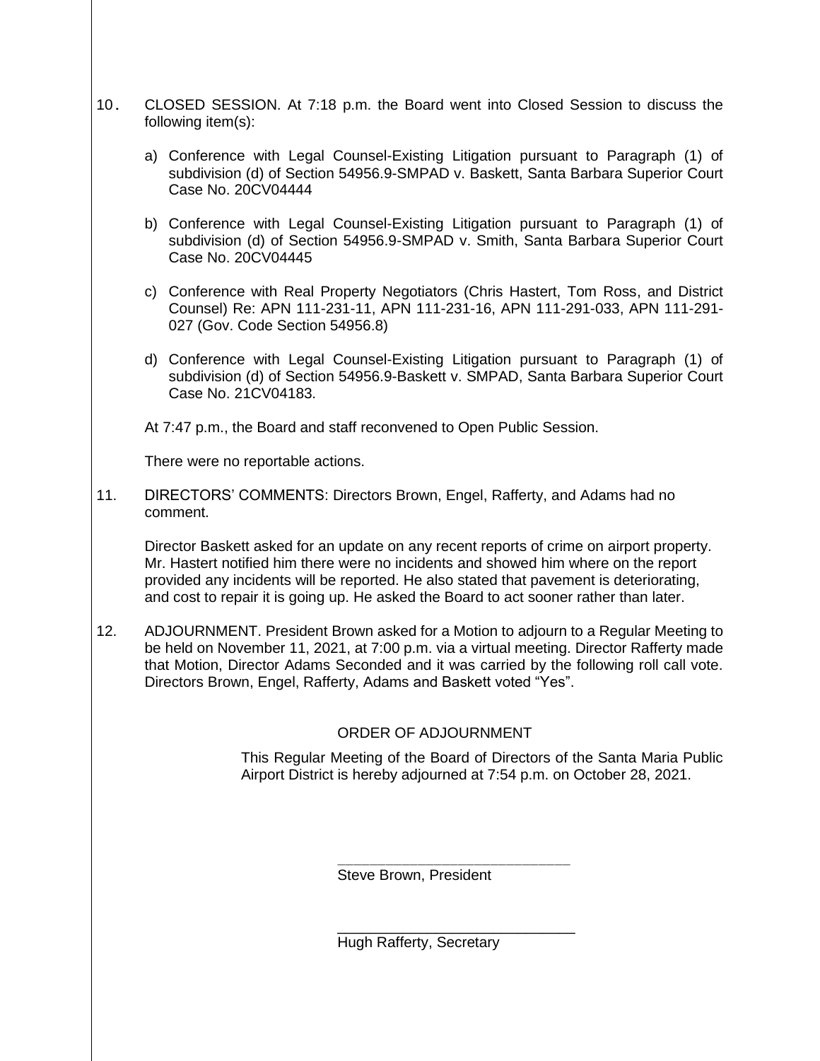10. CLOSED SESSION. At 7:18 p.m. the Board went into Closed Session to discuss the following item(s):

    a) Conference with Legal Counsel-Existing Litigation pursuant to Paragraph (1) of subdivision (d) of Section 54956.9-SMPAD v. Baskett, Santa Barbara Superior Court Case No. 20CV04444

    b) Conference with Legal Counsel-Existing Litigation pursuant to Paragraph (1) of subdivision (d) of Section 54956.9-SMPAD v. Smith, Santa Barbara Superior Court Case No. 20CV04445

    c) Conference with Real Property Negotiators (Chris Hastert, Tom Ross, and District Counsel) Re: APN 111-231-11, APN 111-231-16, APN 111-291-033, APN 111-291-027 (Gov. Code Section 54956.8)

    d) Conference with Legal Counsel-Existing Litigation pursuant to Paragraph (1) of subdivision (d) of Section 54956.9-Baskett v. SMPAD, Santa Barbara Superior Court Case No. 21CV04183.

    At 7:47 p.m., the Board and staff reconvened to Open Public Session.

    There were no reportable actions.

11. DIRECTORS' COMMENTS: Directors Brown, Engel, Rafferty, and Adams had no comment.

    Director Baskett asked for an update on any recent reports of crime on airport property. Mr. Hastert notified him there were no incidents and showed him where on the report provided any incidents will be reported. He also stated that pavement is deteriorating, and cost to repair it is going up. He asked the Board to act sooner rather than later.

12. ADJOURNMENT. President Brown asked for a Motion to adjourn to a Regular Meeting to be held on November 11, 2021, at 7:00 p.m. via a virtual meeting. Director Rafferty made that Motion, Director Adams Seconded and it was carried by the following roll call vote. Directors Brown, Engel, Rafferty, Adams and Baskett voted "Yes".

ORDER OF ADJOURNMENT

This Regular Meeting of the Board of Directors of the Santa Maria Public Airport District is hereby adjourned at 7:54 p.m. on October 28, 2021.

\_\_\_\_\_\_\_\_\_\_\_\_\_\_\_\_\_\_\_\_\_\_\_\_\_\_\_\_\_\_

Steve Brown, President

\_\_\_\_\_\_\_\_\_\_\_\_\_\_\_\_\_\_\_\_\_\_\_\_\_\_\_\_\_\_

Hugh Rafferty, Secretary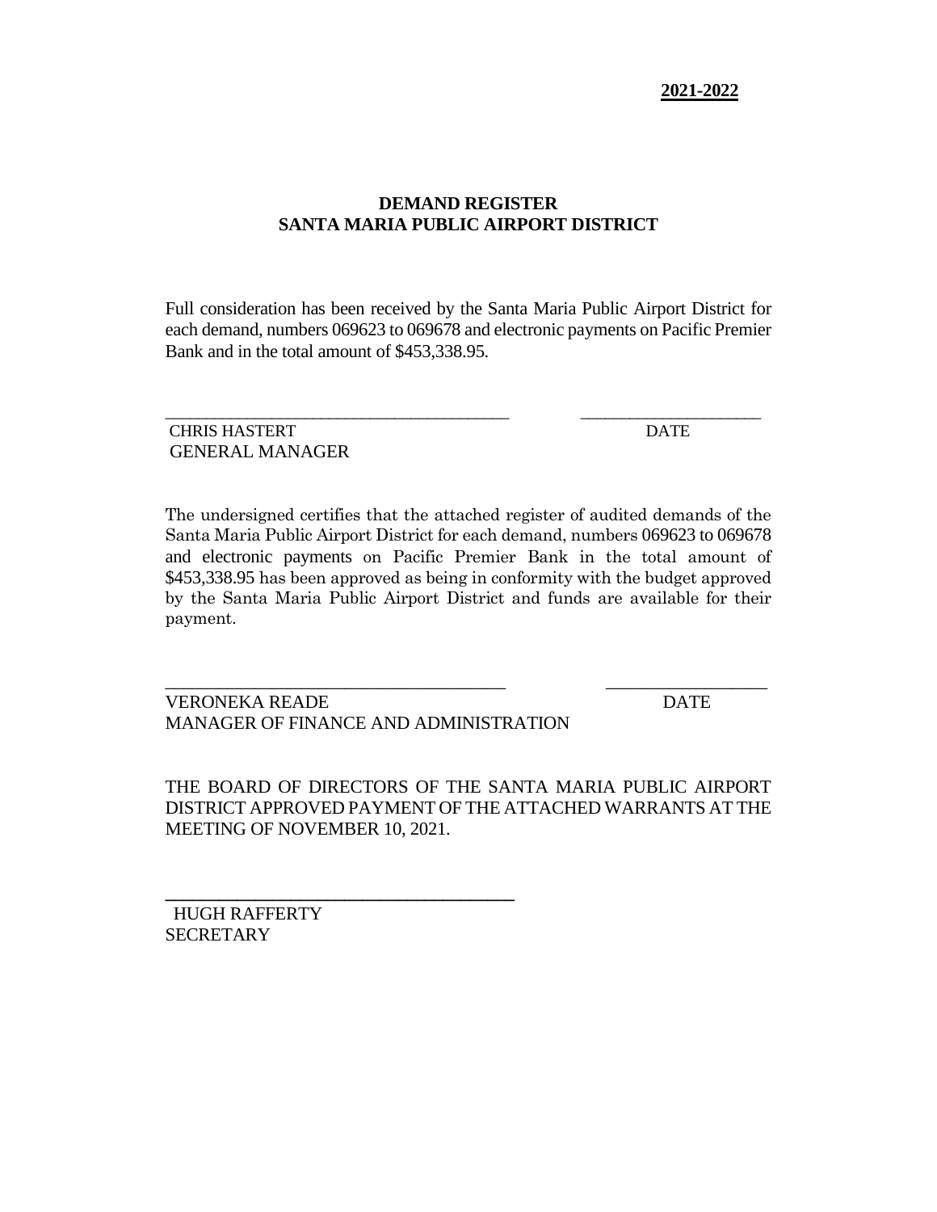**2021-2022**

**DEMAND REGISTER**
**SANTA MARIA PUBLIC AIRPORT DISTRICT**

Full consideration has been received by the Santa Maria Public Airport District for each demand, numbers 069623 to 069678 and electronic payments on Pacific Premier Bank and in the total amount of $453,338.95.

\_\_\_\_\_\_\_\_\_\_\_\_\_\_\_\_\_\_\_\_\_\_\_\_\_\_\_\_\_\_\_\_\_\_\_\_\_\_\_\_ \_\_\_\_\_\_\_\_\_\_\_\_\_\_\_\_\_\_\_\_\_
CHRIS HASTERT DATE
GENERAL MANAGER

The undersigned certifies that the attached register of audited demands of the Santa Maria Public Airport District for each demand, numbers 069623 to 069678 and electronic payments on Pacific Premier Bank in the total amount of $453,338.95 has been approved as being in conformity with the budget approved by the Santa Maria Public Airport District and funds are available for their payment.

\_\_\_\_\_\_\_\_\_\_\_\_\_\_\_\_\_\_\_\_\_\_\_\_\_\_\_\_\_\_\_\_\_\_\_\_\_\_\_\_ \_\_\_\_\_\_\_\_\_\_\_\_\_\_\_\_\_\_\_\_\_
VERONEKA READE DATE
MANAGER OF FINANCE AND ADMINISTRATION

THE BOARD OF DIRECTORS OF THE SANTA MARIA PUBLIC AIRPORT DISTRICT APPROVED PAYMENT OF THE ATTACHED WARRANTS AT THE MEETING OF NOVEMBER 10, 2021.

\_\_\_\_\_\_\_\_\_\_\_\_\_\_\_\_\_\_\_\_\_\_\_\_\_\_\_\_\_\_\_\_\_\_\_\_\_\_\_\_
HUGH RAFFERTY
SECRETARY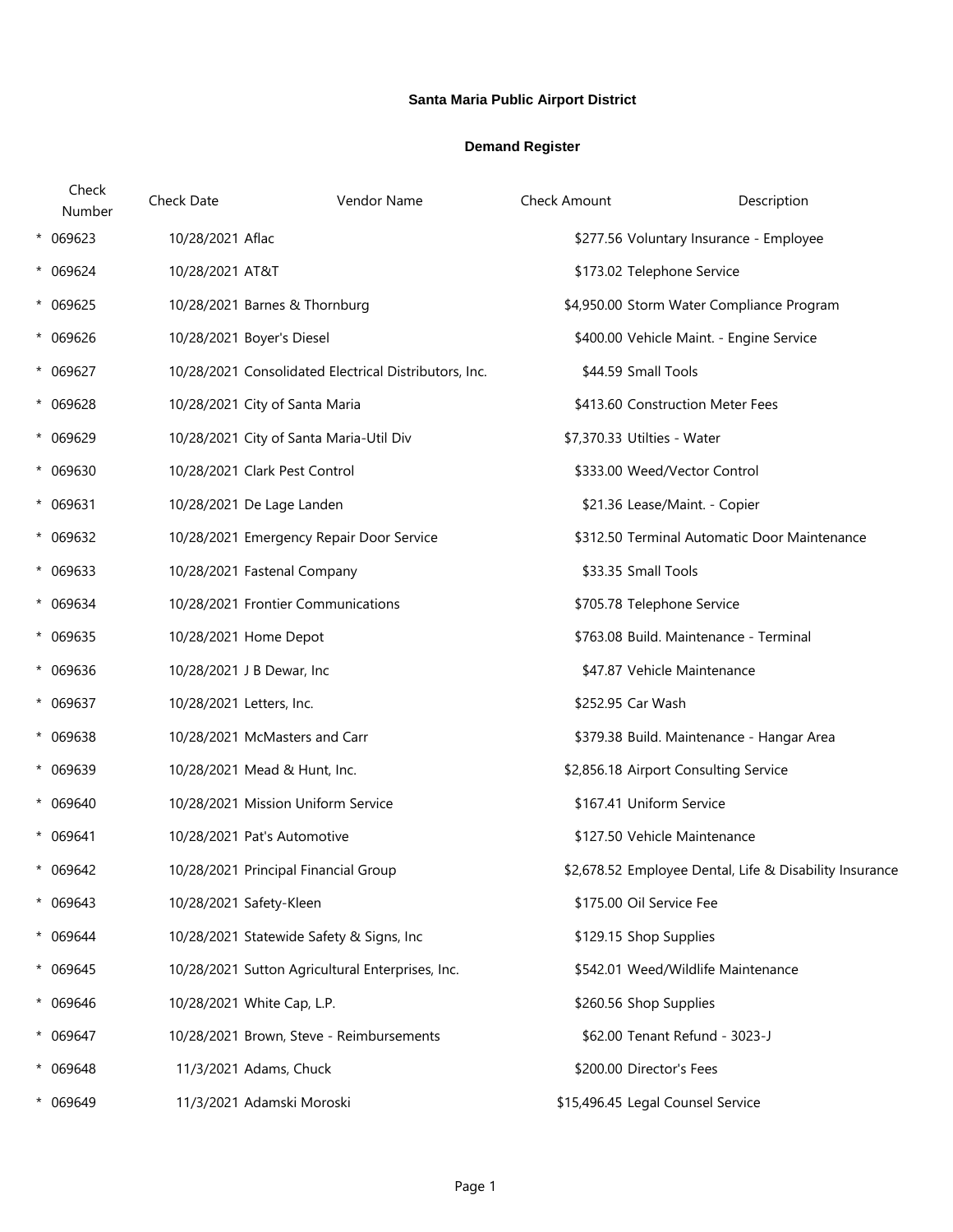**Santa Maria Public Airport District**

**Demand Register**

| | Check Number | Check Date | Vendor Name | Check Amount | Description |
|---|---|---|---|---|---|
| * | 069623 | 10/28/2021 | Aflac | $277.56 | Voluntary Insurance - Employee |
| * | 069624 | 10/28/2021 | AT&T | $173.02 | Telephone Service |
| * | 069625 | 10/28/2021 | Barnes & Thornburg | $4,950.00 | Storm Water Compliance Program |
| * | 069626 | 10/28/2021 | Boyer's Diesel | $400.00 | Vehicle Maint. - Engine Service |
| * | 069627 | 10/28/2021 | Consolidated Electrical Distributors, Inc. | $44.59 | Small Tools |
| * | 069628 | 10/28/2021 | City of Santa Maria | $413.60 | Construction Meter Fees |
| * | 069629 | 10/28/2021 | City of Santa Maria-Util Div | $7,370.33 | Utilties - Water |
| * | 069630 | 10/28/2021 | Clark Pest Control | $333.00 | Weed/Vector Control |
| * | 069631 | 10/28/2021 | De Lage Landen | $21.36 | Lease/Maint. - Copier |
| * | 069632 | 10/28/2021 | Emergency Repair Door Service | $312.50 | Terminal Automatic Door Maintenance |
| * | 069633 | 10/28/2021 | Fastenal Company | $33.35 | Small Tools |
| * | 069634 | 10/28/2021 | Frontier Communications | $705.78 | Telephone Service |
| * | 069635 | 10/28/2021 | Home Depot | $763.08 | Build. Maintenance - Terminal |
| * | 069636 | 10/28/2021 | J B Dewar, Inc | $47.87 | Vehicle Maintenance |
| * | 069637 | 10/28/2021 | Letters, Inc. | $252.95 | Car Wash |
| * | 069638 | 10/28/2021 | McMasters and Carr | $379.38 | Build. Maintenance - Hangar Area |
| * | 069639 | 10/28/2021 | Mead & Hunt, Inc. | $2,856.18 | Airport Consulting Service |
| * | 069640 | 10/28/2021 | Mission Uniform Service | $167.41 | Uniform Service |
| * | 069641 | 10/28/2021 | Pat's Automotive | $127.50 | Vehicle Maintenance |
| * | 069642 | 10/28/2021 | Principal Financial Group | $2,678.52 | Employee Dental, Life & Disability Insurance |
| * | 069643 | 10/28/2021 | Safety-Kleen | $175.00 | Oil Service Fee |
| * | 069644 | 10/28/2021 | Statewide Safety & Signs, Inc | $129.15 | Shop Supplies |
| * | 069645 | 10/28/2021 | Sutton Agricultural Enterprises, Inc. | $542.01 | Weed/Wildlife Maintenance |
| * | 069646 | 10/28/2021 | White Cap, L.P. | $260.56 | Shop Supplies |
| * | 069647 | 10/28/2021 | Brown, Steve - Reimbursements | $62.00 | Tenant Refund - 3023-J |
| * | 069648 | 11/3/2021 | Adams, Chuck | $200.00 | Director's Fees |
| * | 069649 | 11/3/2021 | Adamski Moroski | $15,496.45 | Legal Counsel Service |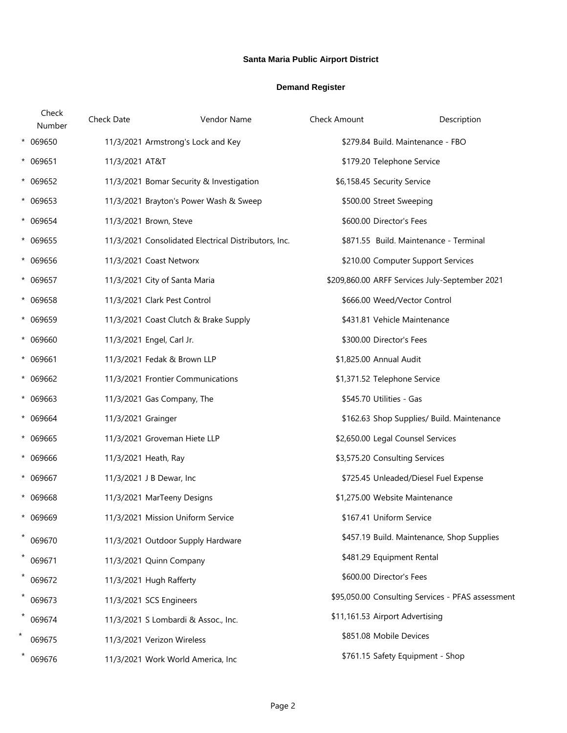**Santa Maria Public Airport District**

**Demand Register**

| | Check Number | Check Date | Vendor Name | Check Amount | Description |
|---|---|---|---|---|---|
| * | 069650 | 11/3/2021 | Armstrong's Lock and Key | $279.84 | Build. Maintenance - FBO |
| * | 069651 | 11/3/2021 | AT&T | $179.20 | Telephone Service |
| * | 069652 | 11/3/2021 | Bomar Security & Investigation | $6,158.45 | Security Service |
| * | 069653 | 11/3/2021 | Brayton's Power Wash & Sweep | $500.00 | Street Sweeping |
| * | 069654 | 11/3/2021 | Brown, Steve | $600.00 | Director's Fees |
| * | 069655 | 11/3/2021 | Consolidated Electrical Distributors, Inc. | $871.55 | Build. Maintenance - Terminal |
| * | 069656 | 11/3/2021 | Coast Networx | $210.00 | Computer Support Services |
| * | 069657 | 11/3/2021 | City of Santa Maria | $209,860.00 | ARFF Services July-September 2021 |
| * | 069658 | 11/3/2021 | Clark Pest Control | $666.00 | Weed/Vector Control |
| * | 069659 | 11/3/2021 | Coast Clutch & Brake Supply | $431.81 | Vehicle Maintenance |
| * | 069660 | 11/3/2021 | Engel, Carl Jr. | $300.00 | Director's Fees |
| * | 069661 | 11/3/2021 | Fedak & Brown LLP | $1,825.00 | Annual Audit |
| * | 069662 | 11/3/2021 | Frontier Communications | $1,371.52 | Telephone Service |
| * | 069663 | 11/3/2021 | Gas Company, The | $545.70 | Utilities - Gas |
| * | 069664 | 11/3/2021 | Grainger | $162.63 | Shop Supplies/ Build. Maintenance |
| * | 069665 | 11/3/2021 | Groveman Hiete LLP | $2,650.00 | Legal Counsel Services |
| * | 069666 | 11/3/2021 | Heath, Ray | $3,575.20 | Consulting Services |
| * | 069667 | 11/3/2021 | J B Dewar, Inc | $725.45 | Unleaded/Diesel Fuel Expense |
| * | 069668 | 11/3/2021 | MarTeeny Designs | $1,275.00 | Website Maintenance |
| * | 069669 | 11/3/2021 | Mission Uniform Service | $167.41 | Uniform Service |
| * | 069670 | 11/3/2021 | Outdoor Supply Hardware | $457.19 | Build. Maintenance, Shop Supplies |
| * | 069671 | 11/3/2021 | Quinn Company | $481.29 | Equipment Rental |
| * | 069672 | 11/3/2021 | Hugh Rafferty | $600.00 | Director's Fees |
| * | 069673 | 11/3/2021 | SCS Engineers | $95,050.00 | Consulting Services - PFAS assessment |
| * | 069674 | 11/3/2021 | S Lombardi & Assoc., Inc. | $11,161.53 | Airport Advertising |
| * | 069675 | 11/3/2021 | Verizon Wireless | $851.08 | Mobile Devices |
| * | 069676 | 11/3/2021 | Work World America, Inc | $761.15 | Safety Equipment - Shop |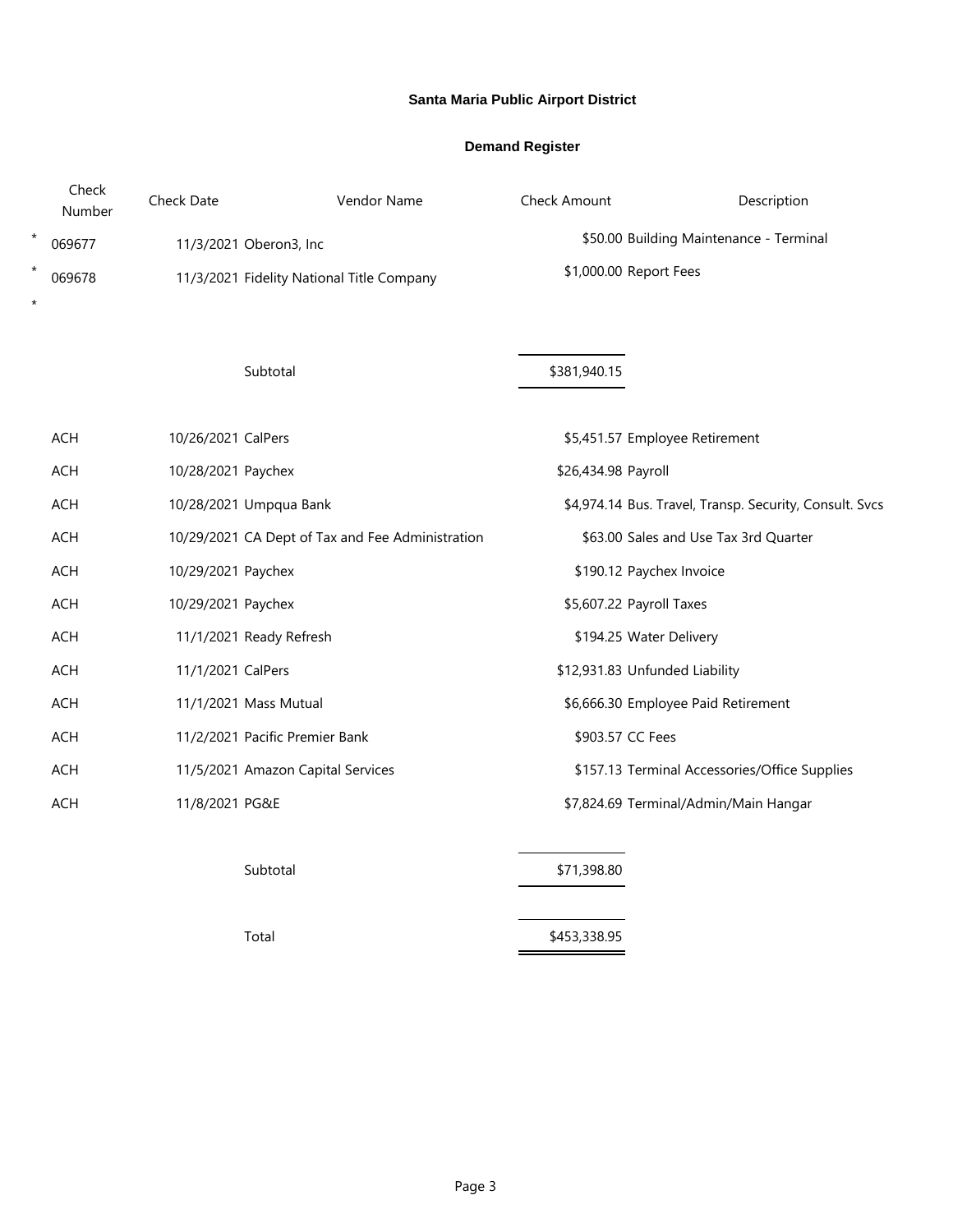**Santa Maria Public Airport District**

**Demand Register**

| | Check Number | Check Date | Vendor Name | Check Amount | Description |
|---|---|---|---|---|---|
| * | 069677 | 11/3/2021 | Oberon3, Inc | $50.00 | Building Maintenance - Terminal |
| * | 069678 | 11/3/2021 | Fidelity National Title Company | $1,000.00 | Report Fees |
| * | | | | | |
| | | | Subtotal | $381,940.15 | |
| | ACH | 10/26/2021 | CalPers | $5,451.57 | Employee Retirement |
| | ACH | 10/28/2021 | Paychex | $26,434.98 | Payroll |
| | ACH | 10/28/2021 | Umpqua Bank | $4,974.14 | Bus. Travel, Transp. Security, Consult. Svcs |
| | ACH | 10/29/2021 | CA Dept of Tax and Fee Administration | $63.00 | Sales and Use Tax 3rd Quarter |
| | ACH | 10/29/2021 | Paychex | $190.12 | Paychex Invoice |
| | ACH | 10/29/2021 | Paychex | $5,607.22 | Payroll Taxes |
| | ACH | 11/1/2021 | Ready Refresh | $194.25 | Water Delivery |
| | ACH | 11/1/2021 | CalPers | $12,931.83 | Unfunded Liability |
| | ACH | 11/1/2021 | Mass Mutual | $6,666.30 | Employee Paid Retirement |
| | ACH | 11/2/2021 | Pacific Premier Bank | $903.57 | CC Fees |
| | ACH | 11/5/2021 | Amazon Capital Services | $157.13 | Terminal Accessories/Office Supplies |
| | ACH | 11/8/2021 | PG&E | $7,824.69 | Terminal/Admin/Main Hangar |
| | | | Subtotal | $71,398.80 | |
| | | | Total | $453,338.95 | |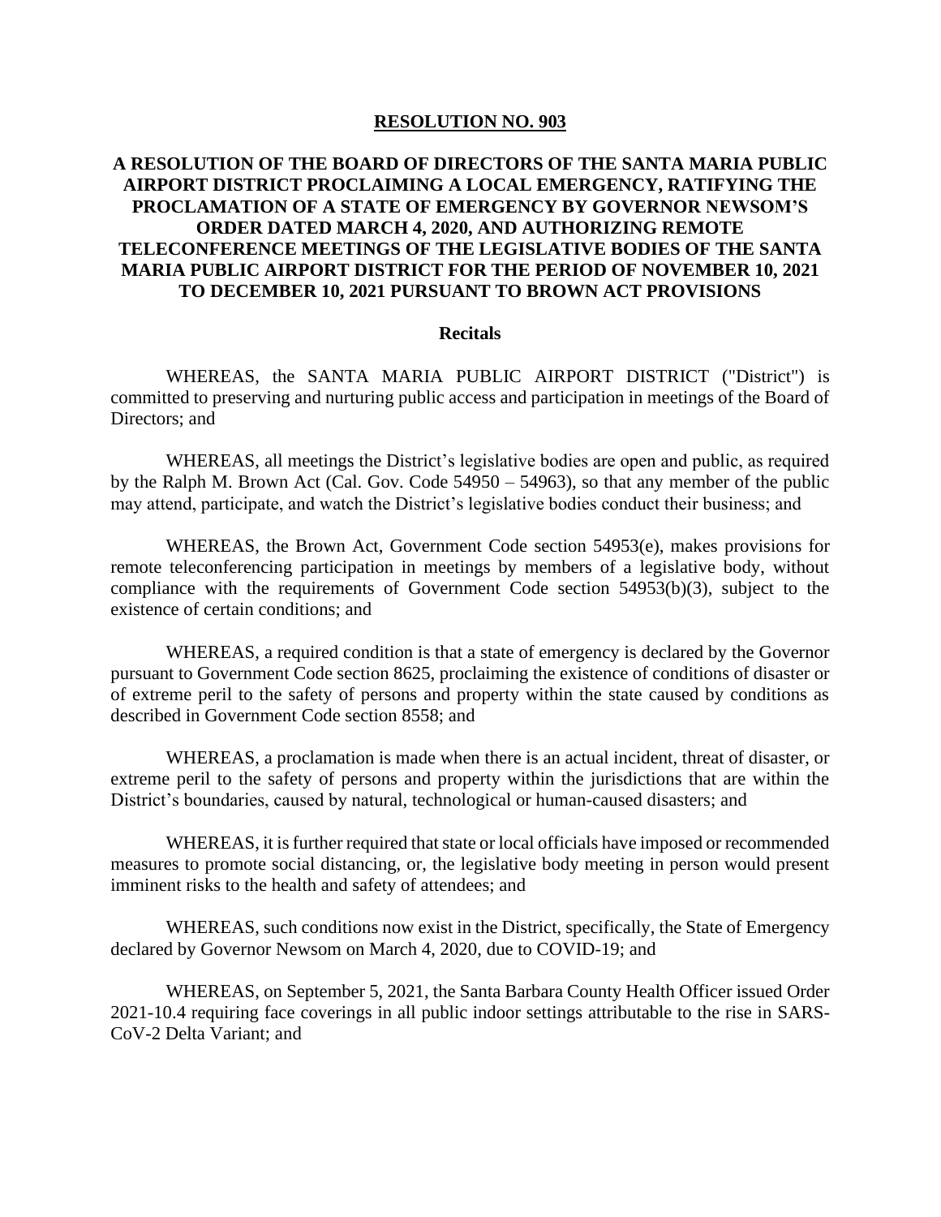**RESOLUTION NO. 903**

**A RESOLUTION OF THE BOARD OF DIRECTORS OF THE SANTA MARIA PUBLIC AIRPORT DISTRICT PROCLAIMING A LOCAL EMERGENCY, RATIFYING THE PROCLAMATION OF A STATE OF EMERGENCY BY GOVERNOR NEWSOM'S ORDER DATED MARCH 4, 2020, AND AUTHORIZING REMOTE TELECONFERENCE MEETINGS OF THE LEGISLATIVE BODIES OF THE SANTA MARIA PUBLIC AIRPORT DISTRICT FOR THE PERIOD OF NOVEMBER 10, 2021 TO DECEMBER 10, 2021 PURSUANT TO BROWN ACT PROVISIONS**

**Recitals**

WHEREAS, the SANTA MARIA PUBLIC AIRPORT DISTRICT ("District") is committed to preserving and nurturing public access and participation in meetings of the Board of Directors; and

WHEREAS, all meetings the District's legislative bodies are open and public, as required by the Ralph M. Brown Act (Cal. Gov. Code 54950 – 54963), so that any member of the public may attend, participate, and watch the District's legislative bodies conduct their business; and

WHEREAS, the Brown Act, Government Code section 54953(e), makes provisions for remote teleconferencing participation in meetings by members of a legislative body, without compliance with the requirements of Government Code section 54953(b)(3), subject to the existence of certain conditions; and

WHEREAS, a required condition is that a state of emergency is declared by the Governor pursuant to Government Code section 8625, proclaiming the existence of conditions of disaster or of extreme peril to the safety of persons and property within the state caused by conditions as described in Government Code section 8558; and

WHEREAS, a proclamation is made when there is an actual incident, threat of disaster, or extreme peril to the safety of persons and property within the jurisdictions that are within the District's boundaries, caused by natural, technological or human-caused disasters; and

WHEREAS, it is further required that state or local officials have imposed or recommended measures to promote social distancing, or, the legislative body meeting in person would present imminent risks to the health and safety of attendees; and

WHEREAS, such conditions now exist in the District, specifically, the State of Emergency declared by Governor Newsom on March 4, 2020, due to COVID-19; and

WHEREAS, on September 5, 2021, the Santa Barbara County Health Officer issued Order 2021-10.4 requiring face coverings in all public indoor settings attributable to the rise in SARS-CoV-2 Delta Variant; and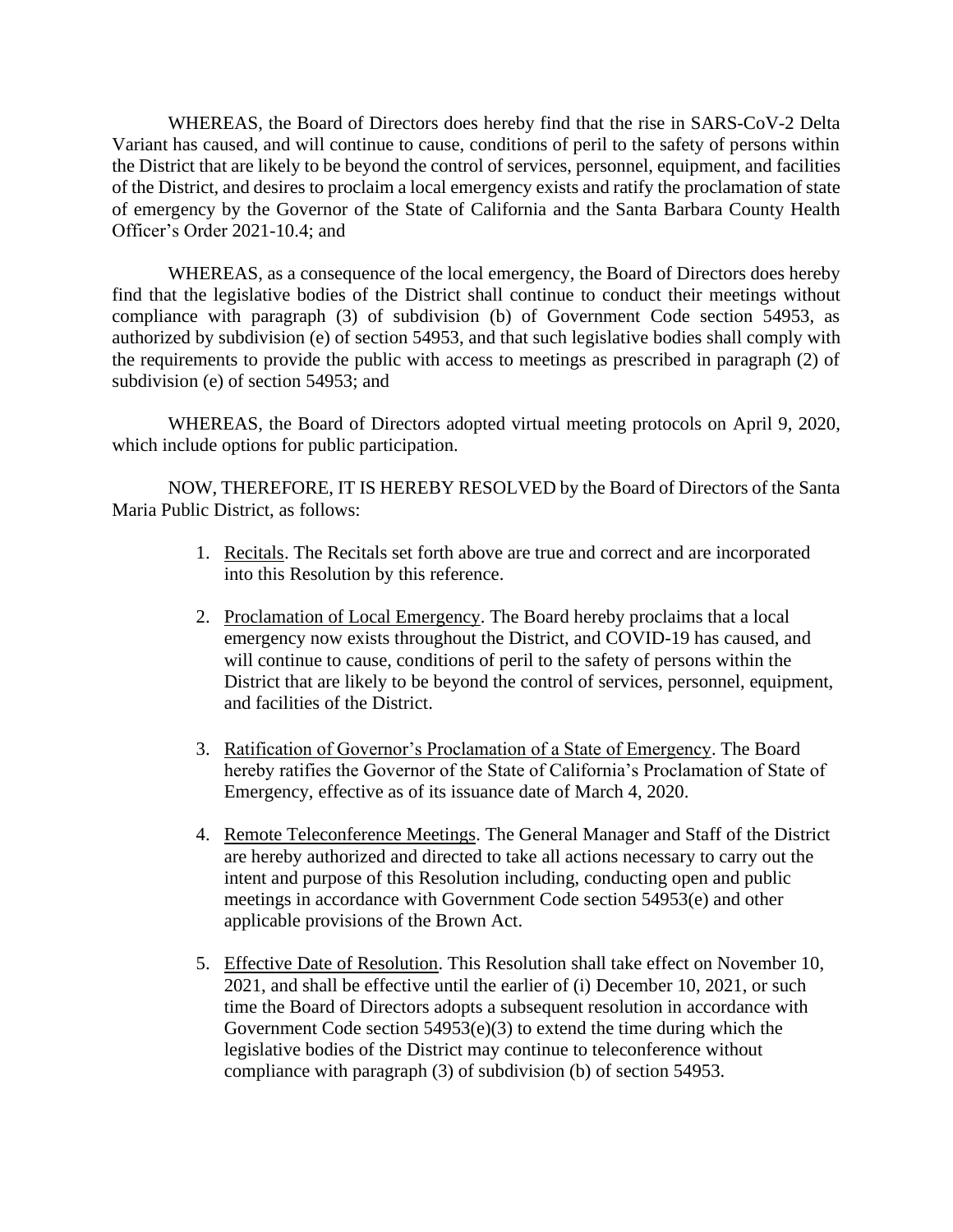WHEREAS, the Board of Directors does hereby find that the rise in SARS-CoV-2 Delta Variant has caused, and will continue to cause, conditions of peril to the safety of persons within the District that are likely to be beyond the control of services, personnel, equipment, and facilities of the District, and desires to proclaim a local emergency exists and ratify the proclamation of state of emergency by the Governor of the State of California and the Santa Barbara County Health Officer's Order 2021-10.4; and

WHEREAS, as a consequence of the local emergency, the Board of Directors does hereby find that the legislative bodies of the District shall continue to conduct their meetings without compliance with paragraph (3) of subdivision (b) of Government Code section 54953, as authorized by subdivision (e) of section 54953, and that such legislative bodies shall comply with the requirements to provide the public with access to meetings as prescribed in paragraph (2) of subdivision (e) of section 54953; and

WHEREAS, the Board of Directors adopted virtual meeting protocols on April 9, 2020, which include options for public participation.

NOW, THEREFORE, IT IS HEREBY RESOLVED by the Board of Directors of the Santa Maria Public District, as follows:

1. Recitals. The Recitals set forth above are true and correct and are incorporated into this Resolution by this reference.

2. Proclamation of Local Emergency. The Board hereby proclaims that a local emergency now exists throughout the District, and COVID-19 has caused, and will continue to cause, conditions of peril to the safety of persons within the District that are likely to be beyond the control of services, personnel, equipment, and facilities of the District.

3. Ratification of Governor's Proclamation of a State of Emergency. The Board hereby ratifies the Governor of the State of California's Proclamation of State of Emergency, effective as of its issuance date of March 4, 2020.

4. Remote Teleconference Meetings. The General Manager and Staff of the District are hereby authorized and directed to take all actions necessary to carry out the intent and purpose of this Resolution including, conducting open and public meetings in accordance with Government Code section 54953(e) and other applicable provisions of the Brown Act.

5. Effective Date of Resolution. This Resolution shall take effect on November 10, 2021, and shall be effective until the earlier of (i) December 10, 2021, or such time the Board of Directors adopts a subsequent resolution in accordance with Government Code section 54953(e)(3) to extend the time during which the legislative bodies of the District may continue to teleconference without compliance with paragraph (3) of subdivision (b) of section 54953.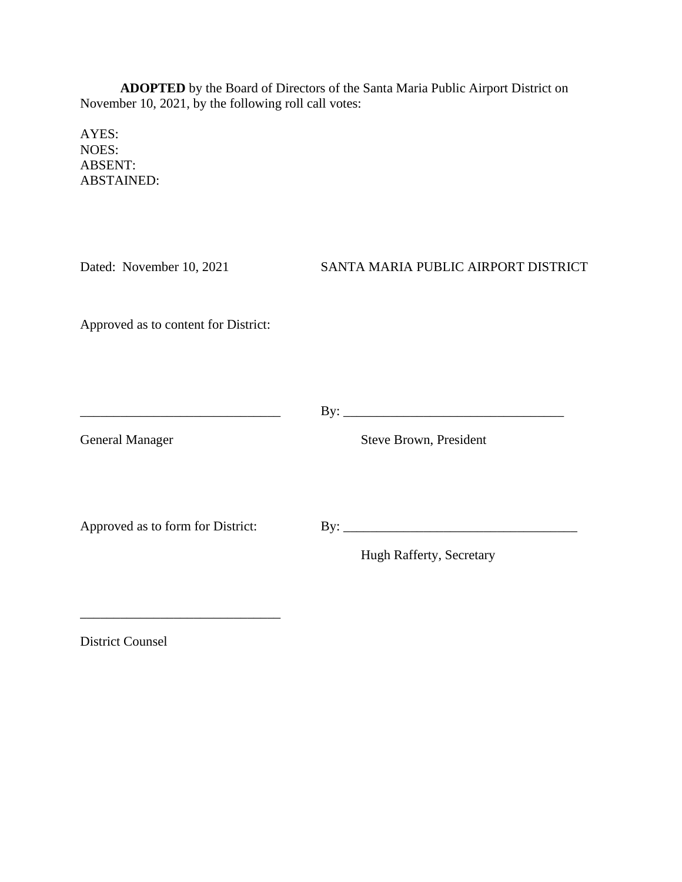**ADOPTED** by the Board of Directors of the Santa Maria Public Airport District on November 10, 2021, by the following roll call votes:

AYES:
NOES:
ABSENT:
ABSTAINED:

Dated: November 10, 2021 SANTA MARIA PUBLIC AIRPORT DISTRICT

Approved as to content for District:

______________________________ By: _________________________________

General Manager Steve Brown, President

Approved as to form for District: By: ___________________________________

Hugh Rafferty, Secretary

______________________________

District Counsel